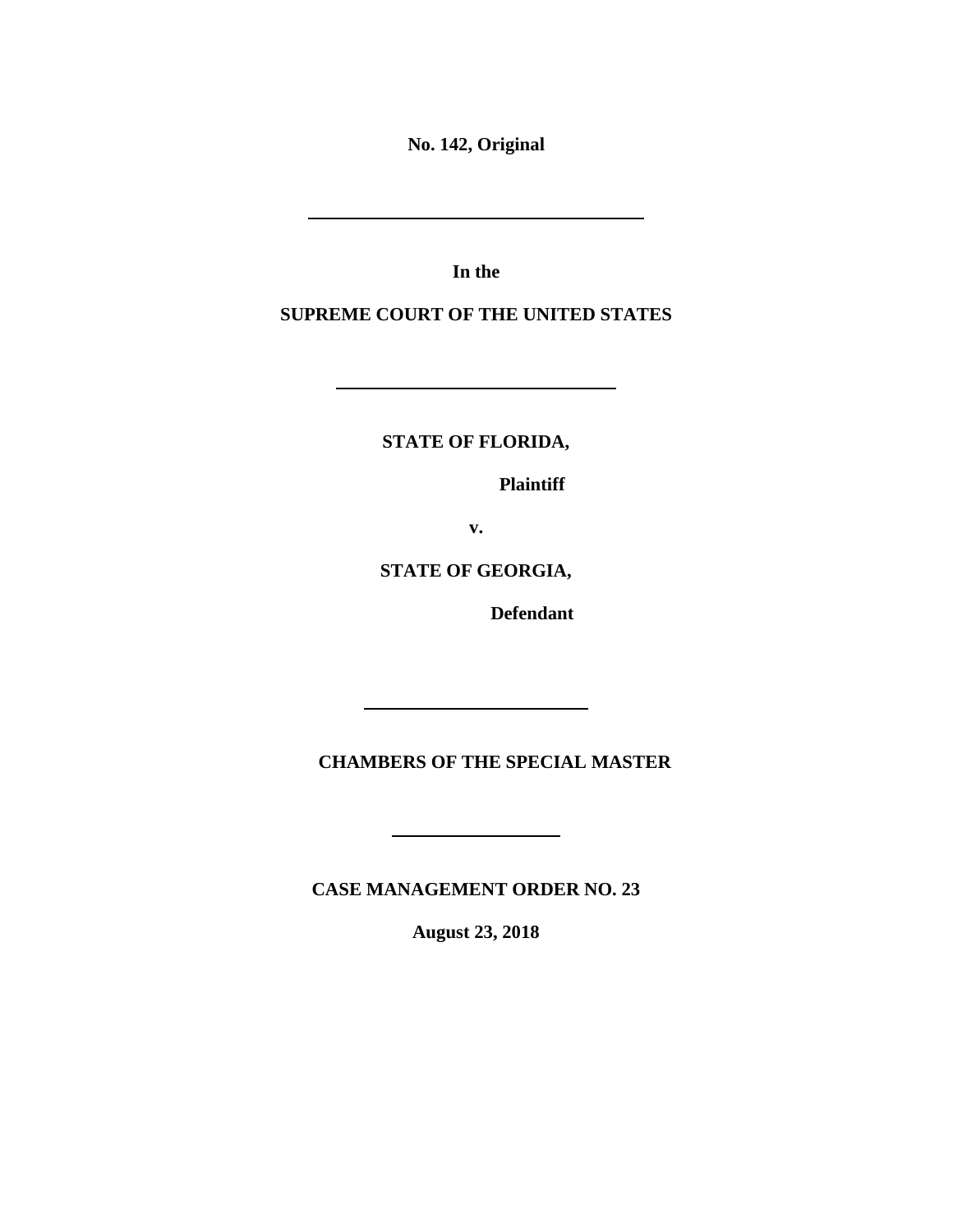**No. 142, Original**

---

**In the**

**SUPREME COURT OF THE UNITED STATES**

---

**STATE OF FLORIDA,**

**Plaintiff**

**v.**

**STATE OF GEORGIA,**

**Defendant**

---

**CHAMBERS OF THE SPECIAL MASTER**

---

**CASE MANAGEMENT ORDER NO. 23**

**August 23, 2018**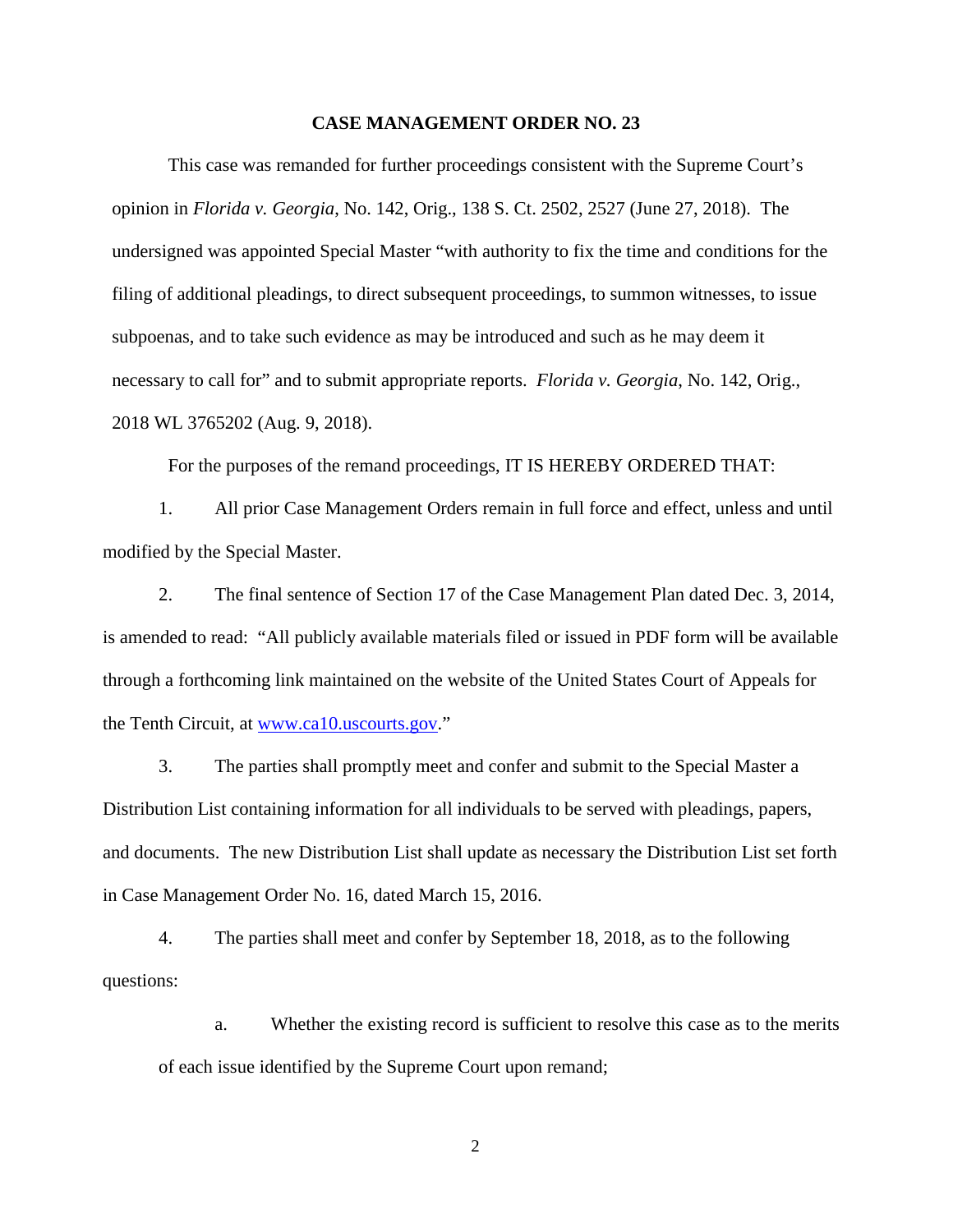## CASE MANAGEMENT ORDER NO. 23

This case was remanded for further proceedings consistent with the Supreme Court's opinion in *Florida v. Georgia*, No. 142, Orig., 138 S. Ct. 2502, 2527 (June 27, 2018). The undersigned was appointed Special Master "with authority to fix the time and conditions for the filing of additional pleadings, to direct subsequent proceedings, to summon witnesses, to issue subpoenas, and to take such evidence as may be introduced and such as he may deem it necessary to call for" and to submit appropriate reports. *Florida v. Georgia*, No. 142, Orig., 2018 WL 3765202 (Aug. 9, 2018).

For the purposes of the remand proceedings, IT IS HEREBY ORDERED THAT:

1. All prior Case Management Orders remain in full force and effect, unless and until modified by the Special Master.

2. The final sentence of Section 17 of the Case Management Plan dated Dec. 3, 2014, is amended to read: "All publicly available materials filed or issued in PDF form will be available through a forthcoming link maintained on the website of the United States Court of Appeals for the Tenth Circuit, at www.ca10.uscourts.gov."

3. The parties shall promptly meet and confer and submit to the Special Master a Distribution List containing information for all individuals to be served with pleadings, papers, and documents. The new Distribution List shall update as necessary the Distribution List set forth in Case Management Order No. 16, dated March 15, 2016.

4. The parties shall meet and confer by September 18, 2018, as to the following questions:

   a. Whether the existing record is sufficient to resolve this case as to the merits of each issue identified by the Supreme Court upon remand;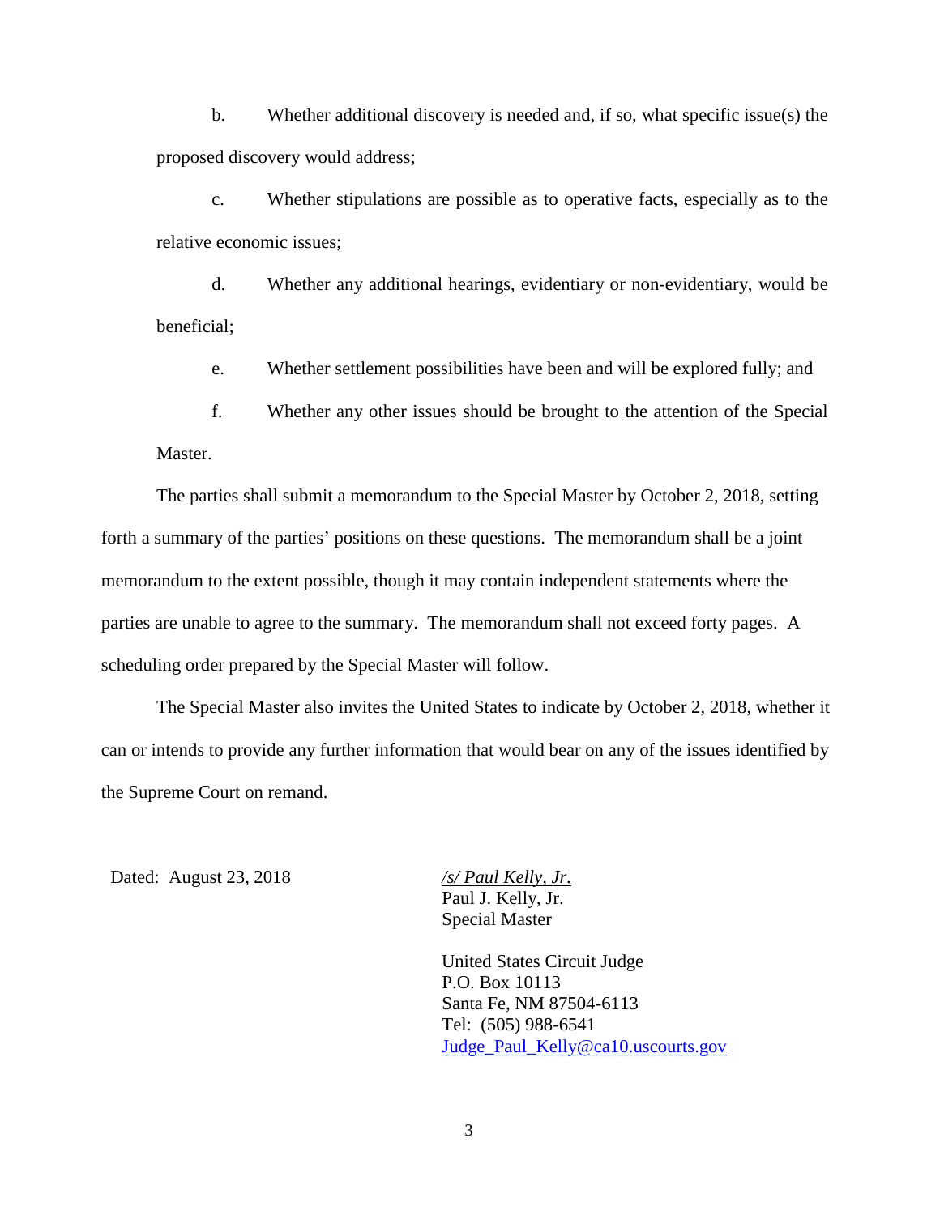b. Whether additional discovery is needed and, if so, what specific issue(s) the proposed discovery would address;

c. Whether stipulations are possible as to operative facts, especially as to the relative economic issues;

d. Whether any additional hearings, evidentiary or non-evidentiary, would be beneficial;

e. Whether settlement possibilities have been and will be explored fully; and

f. Whether any other issues should be brought to the attention of the Special Master.

The parties shall submit a memorandum to the Special Master by October 2, 2018, setting forth a summary of the parties' positions on these questions. The memorandum shall be a joint memorandum to the extent possible, though it may contain independent statements where the parties are unable to agree to the summary. The memorandum shall not exceed forty pages. A scheduling order prepared by the Special Master will follow.

The Special Master also invites the United States to indicate by October 2, 2018, whether it can or intends to provide any further information that would bear on any of the issues identified by the Supreme Court on remand.

Dated: August 23, 2018

*/s/ Paul Kelly, Jr.*
Paul J. Kelly, Jr.
Special Master

United States Circuit Judge
P.O. Box 10113
Santa Fe, NM 87504-6113
Tel: (505) 988-6541
Judge_Paul_Kelly@ca10.uscourts.gov